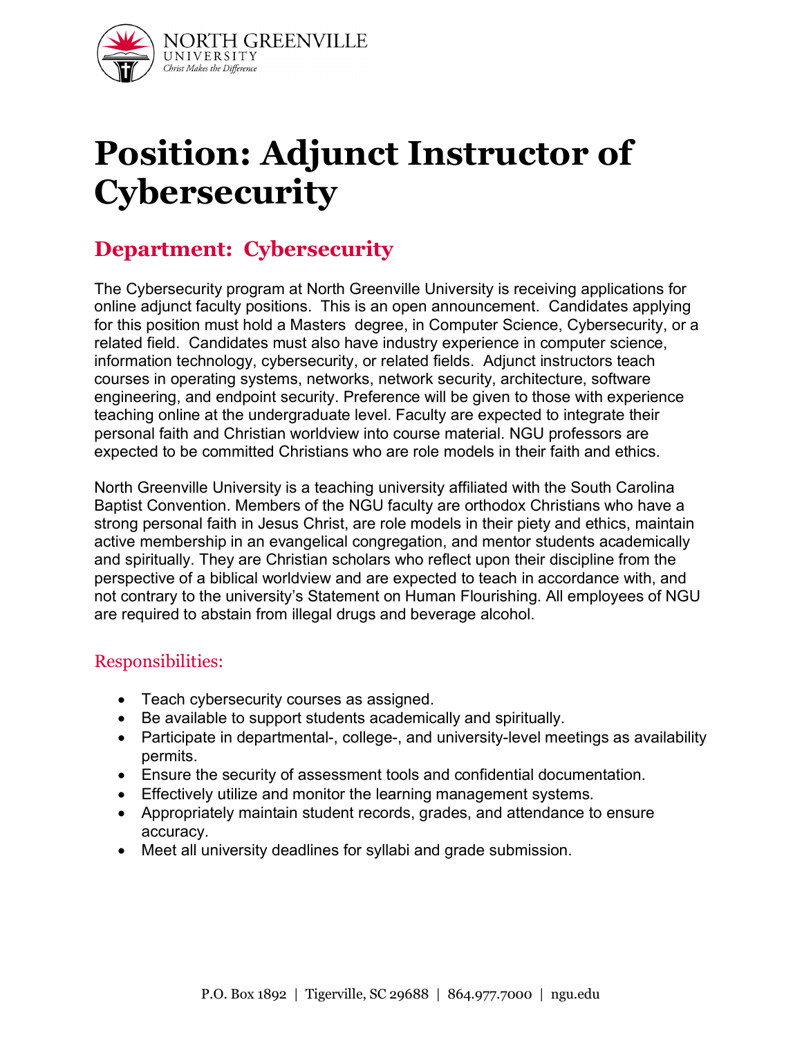# Position: Adjunct Instructor of Cybersecurity

## Department: Cybersecurity

The Cybersecurity program at North Greenville University is receiving applications for online adjunct faculty positions. This is an open announcement. Candidates applying for this position must hold a Masters degree, in Computer Science, Cybersecurity, or a related field. Candidates must also have industry experience in computer science, information technology, cybersecurity, or related fields. Adjunct instructors teach courses in operating systems, networks, network security, architecture, software engineering, and endpoint security. Preference will be given to those with experience teaching online at the undergraduate level. Faculty are expected to integrate their personal faith and Christian worldview into course material. NGU professors are expected to be committed Christians who are role models in their faith and ethics.

North Greenville University is a teaching university affiliated with the South Carolina Baptist Convention. Members of the NGU faculty are orthodox Christians who have a strong personal faith in Jesus Christ, are role models in their piety and ethics, maintain active membership in an evangelical congregation, and mentor students academically and spiritually. They are Christian scholars who reflect upon their discipline from the perspective of a biblical worldview and are expected to teach in accordance with, and not contrary to the university's Statement on Human Flourishing. All employees of NGU are required to abstain from illegal drugs and beverage alcohol.

### Responsibilities:

- Teach cybersecurity courses as assigned.
- Be available to support students academically and spiritually.
- Participate in departmental-, college-, and university-level meetings as availability permits.
- Ensure the security of assessment tools and confidential documentation.
- Effectively utilize and monitor the learning management systems.
- Appropriately maintain student records, grades, and attendance to ensure accuracy.
- Meet all university deadlines for syllabi and grade submission.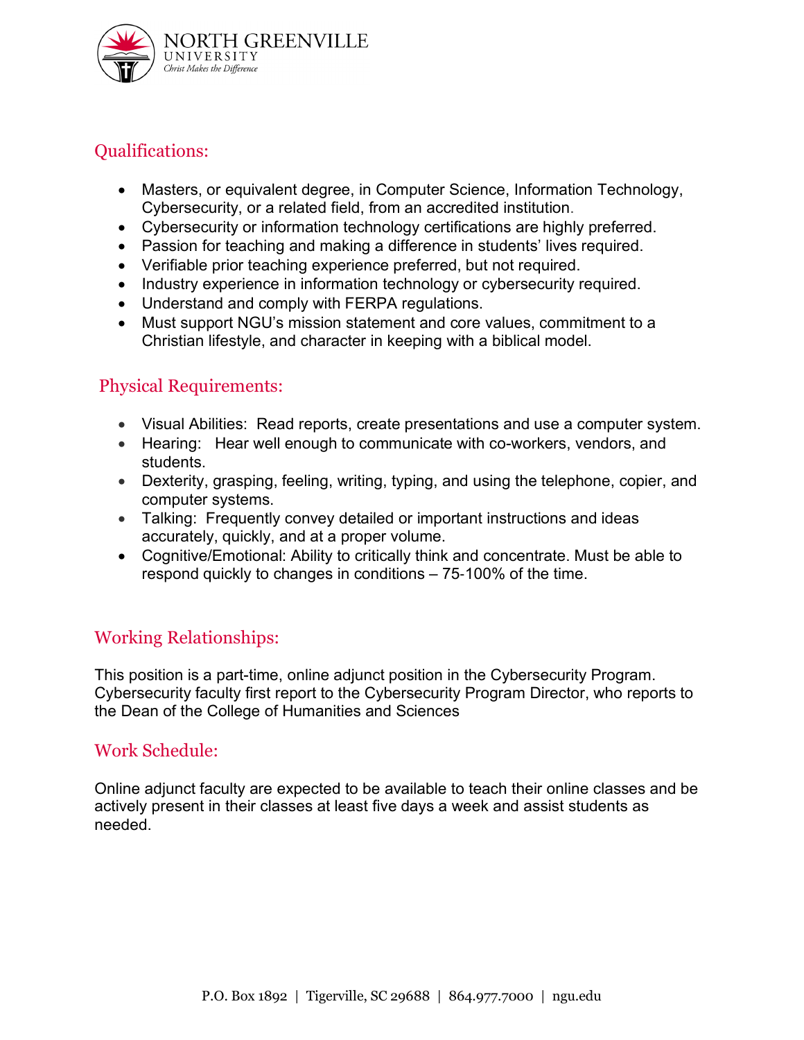## Qualifications:

- Masters, or equivalent degree, in Computer Science, Information Technology, Cybersecurity, or a related field, from an accredited institution.
- Cybersecurity or information technology certifications are highly preferred.
- Passion for teaching and making a difference in students' lives required.
- Verifiable prior teaching experience preferred, but not required.
- Industry experience in information technology or cybersecurity required.
- Understand and comply with FERPA regulations.
- Must support NGU's mission statement and core values, commitment to a Christian lifestyle, and character in keeping with a biblical model.

## Physical Requirements:

- Visual Abilities: Read reports, create presentations and use a computer system.
- Hearing: Hear well enough to communicate with co-workers, vendors, and students.
- Dexterity, grasping, feeling, writing, typing, and using the telephone, copier, and computer systems.
- Talking: Frequently convey detailed or important instructions and ideas accurately, quickly, and at a proper volume.
- Cognitive/Emotional: Ability to critically think and concentrate. Must be able to respond quickly to changes in conditions – 75-100% of the time.

## Working Relationships:

This position is a part-time, online adjunct position in the Cybersecurity Program. Cybersecurity faculty first report to the Cybersecurity Program Director, who reports to the Dean of the College of Humanities and Sciences

## Work Schedule:

Online adjunct faculty are expected to be available to teach their online classes and be actively present in their classes at least five days a week and assist students as needed.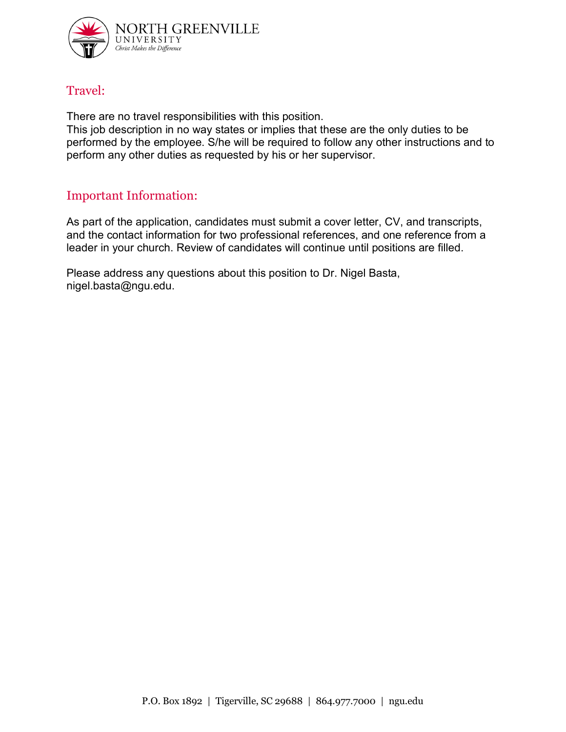## Travel:

There are no travel responsibilities with this position.
This job description in no way states or implies that these are the only duties to be performed by the employee. S/he will be required to follow any other instructions and to perform any other duties as requested by his or her supervisor.

## Important Information:

As part of the application, candidates must submit a cover letter, CV, and transcripts, and the contact information for two professional references, and one reference from a leader in your church. Review of candidates will continue until positions are filled.

Please address any questions about this position to Dr. Nigel Basta, nigel.basta@ngu.edu.